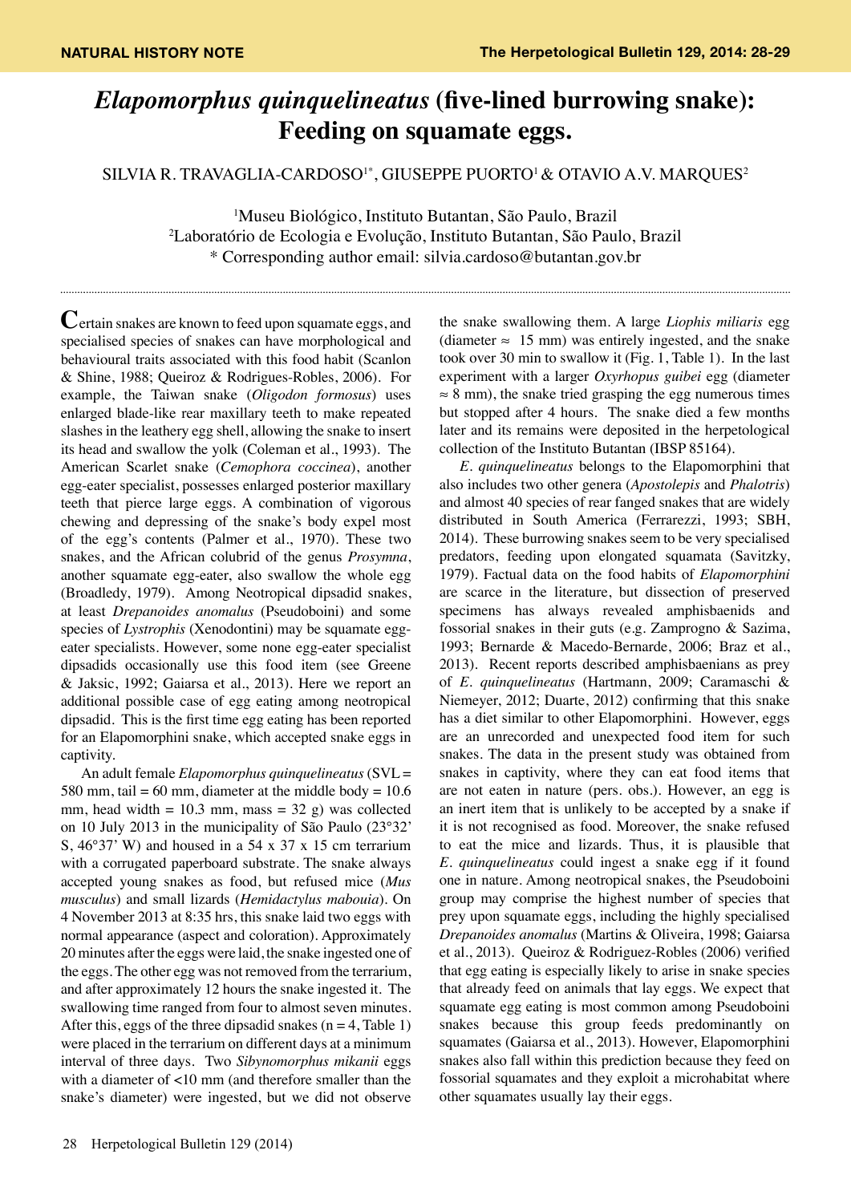NATURAL HISTORY NOTE

# *Elapomorphus quinquelineatus* (five-lined burrowing snake): Feeding on squamate eggs.

SILVIA R. TRAVAGLIA-CARDOSO[1*], GIUSEPPE PUORTO[1] & OTAVIO A.V. MARQUES[2]

[1]Museu Biológico, Instituto Butantan, São Paulo, Brazil
[2]Laboratório de Ecologia e Evolução, Instituto Butantan, São Paulo, Brazil
* Corresponding author email: silvia.cardoso@butantan.gov.br

Certain snakes are known to feed upon squamate eggs, and specialised species of snakes can have morphological and behavioural traits associated with this food habit (Scanlon & Shine, 1988; Queiroz & Rodrigues-Robles, 2006). For example, the Taiwan snake (*Oligodon formosus*) uses enlarged blade-like rear maxillary teeth to make repeated slashes in the leathery egg shell, allowing the snake to insert its head and swallow the yolk (Coleman et al., 1993). The American Scarlet snake (*Cemophora coccinea*), another egg-eater specialist, possesses enlarged posterior maxillary teeth that pierce large eggs. A combination of vigorous chewing and depressing of the snake's body expel most of the egg's contents (Palmer et al., 1970). These two snakes, and the African colubrid of the genus *Prosymna*, another squamate egg-eater, also swallow the whole egg (Broadley, 1979). Among Neotropical dipsadid snakes, at least *Drepanoides anomalus* (Pseudoboini) and some species of *Lystrophis* (Xenodontini) may be squamate egg-eater specialists. However, some none egg-eater specialist dipsadids occasionally use this food item (see Greene & Jaksic, 1992; Gaiarsa et al., 2013). Here we report an additional possible case of egg eating among neotropical dipsadid. This is the first time egg eating has been reported for an Elapomorphini snake, which accepted snake eggs in captivity.

An adult female *Elapomorphus quinquelineatus* (SVL = 580 mm, tail = 60 mm, diameter at the middle body = 10.6 mm, head width = 10.3 mm, mass = 32 g) was collected on 10 July 2013 in the municipality of São Paulo (23°32' S, 46°37' W) and housed in a 54 x 37 x 15 cm terrarium with a corrugated paperboard substrate. The snake always accepted young snakes as food, but refused mice (*Mus musculus*) and small lizards (*Hemidactylus mabouia*). On 4 November 2013 at 8:35 hrs, this snake laid two eggs with normal appearance (aspect and coloration). Approximately 20 minutes after the eggs were laid, the snake ingested one of the eggs. The other egg was not removed from the terrarium, and after approximately 12 hours the snake ingested it. The swallowing time ranged from four to almost seven minutes. After this, eggs of the three dipsadid snakes (n = 4, Table 1) were placed in the terrarium on different days at a minimum interval of three days. Two *Sibynomorphus mikanii* eggs with a diameter of <10 mm (and therefore smaller than the snake's diameter) were ingested, but we did not observe the snake swallowing them. A large *Liophis miliaris* egg (diameter ≈ 15 mm) was entirely ingested, and the snake took over 30 min to swallow it (Fig. 1, Table 1). In the last experiment with a larger *Oxyrhopus guibei* egg (diameter ≈ 8 mm), the snake tried grasping the egg numerous times but stopped after 4 hours. The snake died a few months later and its remains were deposited in the herpetological collection of the Instituto Butantan (IBSP 85164).

*E. quinquelineatus* belongs to the Elapomorphini that also includes two other genera (*Apostolepis* and *Phalotris*) and almost 40 species of rear fanged snakes that are widely distributed in South America (Ferrarezzi, 1993; SBH, 2014). These burrowing snakes seem to be very specialised predators, feeding upon elongated squamata (Savitzky, 1979). Factual data on the food habits of *Elapomorphini* are scarce in the literature, but dissection of preserved specimens has always revealed amphisbaenids and fossorial snakes in their guts (e.g. Zamprogno & Sazima, 1993; Bernarde & Macedo-Bernarde, 2006; Braz et al., 2013). Recent reports described amphisbaenians as prey of *E. quinquelineatus* (Hartmann, 2009; Caramaschi & Niemeyer, 2012; Duarte, 2012) confirming that this snake has a diet similar to other Elapomorphini. However, eggs are an unrecorded and unexpected food item for such snakes. The data in the present study was obtained from snakes in captivity, where they can eat food items that are not eaten in nature (pers. obs.). However, an egg is an inert item that is unlikely to be accepted by a snake if it is not recognised as food. Moreover, the snake refused to eat the mice and lizards. Thus, it is plausible that *E. quinquelineatus* could ingest a snake egg if it found one in nature. Among neotropical snakes, the Pseudoboini group may comprise the highest number of species that prey upon squamate eggs, including the highly specialised *Drepanoides anomalus* (Martins & Oliveira, 1998; Gaiarsa et al., 2013). Queiroz & Rodriguez-Robles (2006) verified that egg eating is especially likely to arise in snake species that already feed on animals that lay eggs. We expect that squamate egg eating is most common among Pseudoboini snakes because this group feeds predominantly on squamates (Gaiarsa et al., 2013). However, Elapomorphini snakes also fall within this prediction because they feed on fossorial squamates and they exploit a microhabitat where other squamates usually lay their eggs.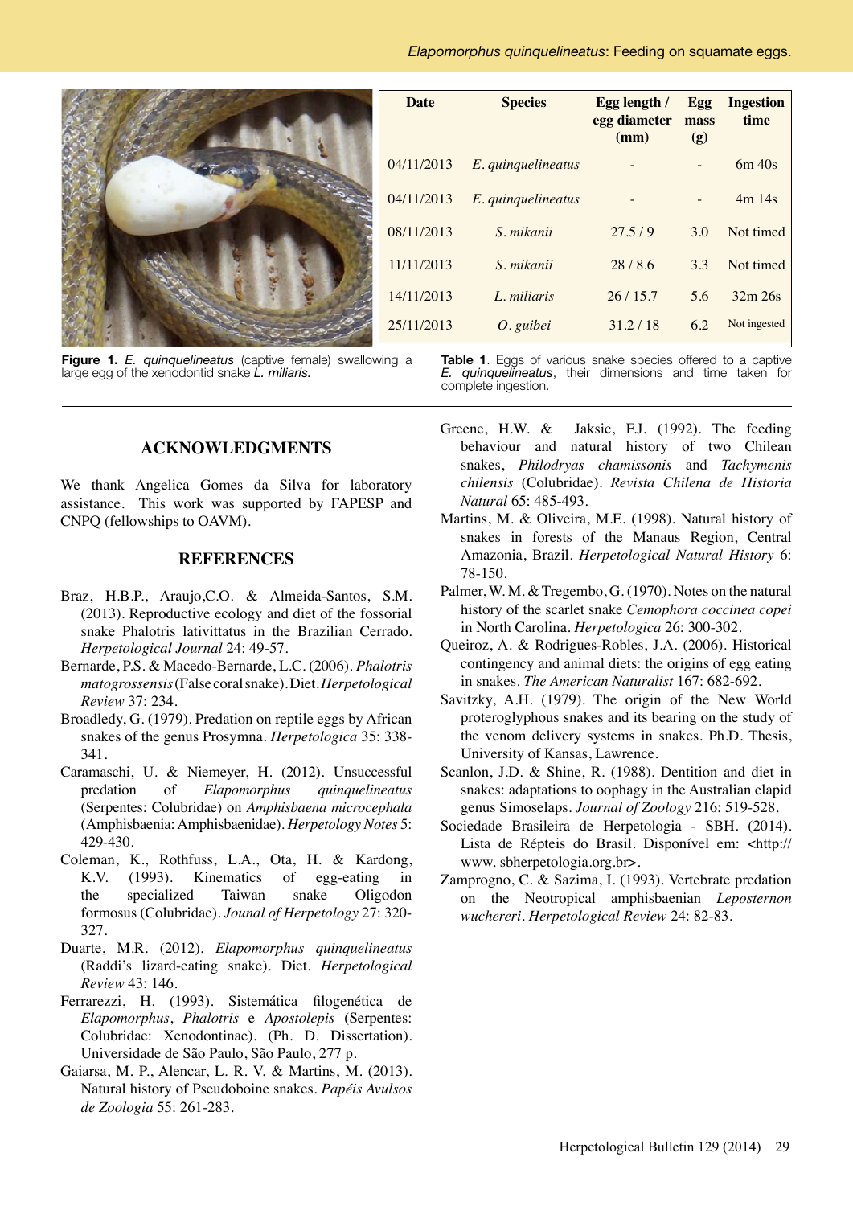Figure 1. *E. quinquelineatus* (captive female) swallowing a large egg of the xenodontid snake *L. miliaris.*

| Date | Species | Egg length / egg diameter (mm) | Egg mass (g) | Ingestion time |
|---|---|---|---|---|
| 04/11/2013 | *E. quinquelineatus* | - | - | 6m 40s |
| 04/11/2013 | *E. quinquelineatus* | - | - | 4m 14s |
| 08/11/2013 | *S. mikanii* | 27.5 / 9 | 3.0 | Not timed |
| 11/11/2013 | *S. mikanii* | 28 / 8.6 | 3.3 | Not timed |
| 14/11/2013 | *L. miliaris* | 26 / 15.7 | 5.6 | 32m 26s |
| 25/11/2013 | *O. guibei* | 31.2 / 18 | 6.2 | Not ingested |

**Table 1**. Eggs of various snake species offered to a captive *E. quinquelineatus*, their dimensions and time taken for complete ingestion.

## ACKNOWLEDGMENTS

We thank Angelica Gomes da Silva for laboratory assistance. This work was supported by FAPESP and CNPQ (fellowships to OAVM).

## REFERENCES

Braz, H.B.P., Araujo,C.O. & Almeida-Santos, S.M. (2013). Reproductive ecology and diet of the fossorial snake Phalotris lativittatus in the Brazilian Cerrado. *Herpetological Journal* 24: 49-57.

Bernarde, P.S. & Macedo-Bernarde, L.C. (2006). *Phalotris matogrossensis* (False coral snake). Diet. *Herpetological Review* 37: 234.

Broadledy, G. (1979). Predation on reptile eggs by African snakes of the genus Prosymna. *Herpetologica* 35: 338-341.

Caramaschi, U. & Niemeyer, H. (2012). Unsuccessful predation of *Elapomorphus quinquelineatus* (Serpentes: Colubridae) on *Amphisbaena microcephala* (Amphisbaenia: Amphisbaenidae). *Herpetology Notes* 5: 429-430.

Coleman, K., Rothfuss, L.A., Ota, H. & Kardong, K.V. (1993). Kinematics of egg-eating in the specialized Taiwan snake Oligodon formosus (Colubridae). *Jounal of Herpetology* 27: 320-327.

Duarte, M.R. (2012). *Elapomorphus quinquelineatus* (Raddi's lizard-eating snake). Diet. *Herpetological Review* 43: 146.

Ferrarezzi, H. (1993). Sistemática filogenética de *Elapomorphus*, *Phalotris* e *Apostolepis* (Serpentes: Colubridae: Xenodontinae). (Ph. D. Dissertation). Universidade de São Paulo, São Paulo, 277 p.

Gaiarsa, M. P., Alencar, L. R. V. & Martins, M. (2013). Natural history of Pseudoboine snakes. *Papéis Avulsos de Zoologia* 55: 261-283.

Greene, H.W. & Jaksic, F.J. (1992). The feeding behaviour and natural history of two Chilean snakes, *Philodryas chamissonis* and *Tachymenis chilensis* (Colubridae). *Revista Chilena de Historia Natural* 65: 485-493.

Martins, M. & Oliveira, M.E. (1998). Natural history of snakes in forests of the Manaus Region, Central Amazonia, Brazil. *Herpetological Natural History* 6: 78-150.

Palmer, W. M. & Tregembo, G. (1970). Notes on the natural history of the scarlet snake *Cemophora coccinea copei* in North Carolina. *Herpetologica* 26: 300-302.

Queiroz, A. & Rodrigues-Robles, J.A. (2006). Historical contingency and animal diets: the origins of egg eating in snakes. *The American Naturalist* 167: 682-692.

Savitzky, A.H. (1979). The origin of the New World proteroglyphous snakes and its bearing on the study of the venom delivery systems in snakes. Ph.D. Thesis, University of Kansas, Lawrence.

Scanlon, J.D. & Shine, R. (1988). Dentition and diet in snakes: adaptations to oophagy in the Australian elapid genus Simoselaps. *Journal of Zoology* 216: 519-528.

Sociedade Brasileira de Herpetologia - SBH. (2014). Lista de Répteis do Brasil. Disponível em: <http://www. sbherpetologia.org.br>.

Zamprogno, C. & Sazima, I. (1993). Vertebrate predation on the Neotropical amphisbaenian *Leposternon wuchereri*. *Herpetological Review* 24: 82-83.